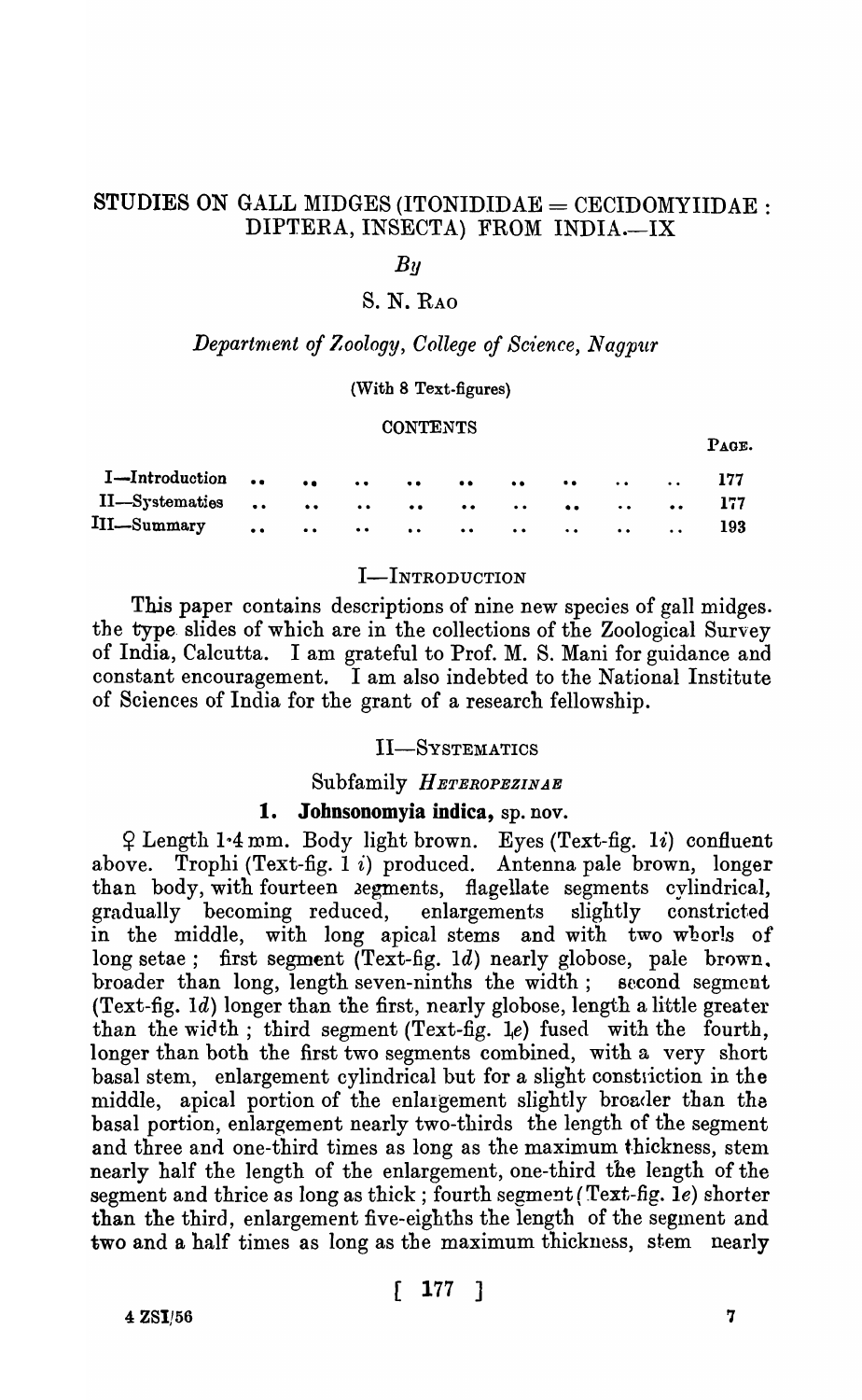# STUDIES ON GALL MIDGES (ITONIDIDAE = CECIDOMYIIDAE : DIPTERA, INSECTA) FROM INDIA.—IX

*By*

S. N. RAO

*Department of Zoology, College of Science, Nagpur*

(With 8 Text-figures)

CONTENTS

| | PAGE. |
|---|---|
| I—Introduction .. .. .. .. .. .. .. .. .. | 177 |
| II—Systematics .. .. .. .. .. .. .. .. .. | 177 |
| III—Summary .. .. .. .. .. .. .. .. .. | 193 |

## I—INTRODUCTION

This paper contains descriptions of nine new species of gall midges. the type slides of which are in the collections of the Zoological Survey of India, Calcutta. I am grateful to Prof. M. S. Mani for guidance and constant encouragement. I am also indebted to the National Institute of Sciences of India for the grant of a research fellowship.

## II—SYSTEMATICS

### Subfamily *HETEROPEZINAE*

### 1. Johnsonomyia indica, sp. nov.

♀ Length 1·4 mm. Body light brown. Eyes (Text-fig. 1*i*) confluent above. Trophi (Text-fig. 1 *i*) produced. Antenna pale brown, longer than body, with fourteen segments, flagellate segments cylindrical, gradually becoming reduced, enlargements slightly constricted in the middle, with long apical stems and with two whorls of long setae; first segment (Text-fig. 1*d*) nearly globose, pale brown, broader than long, length seven-ninths the width; second segment (Text-fig. 1*d*) longer than the first, nearly globose, length a little greater than the width; third segment (Text-fig. 1*e*) fused with the fourth, longer than both the first two segments combined, with a very short basal stem, enlargement cylindrical but for a slight constriction in the middle, apical portion of the enlargement slightly broader than the basal portion, enlargement nearly two-thirds the length of the segment and three and one-third times as long as the maximum thickness, stem nearly half the length of the enlargement, one-third the length of the segment and thrice as long as thick; fourth segment (Text-fig. 1*e*) shorter than the third, enlargement five-eighths the length of the segment and two and a half times as long as the maximum thickness, stem nearly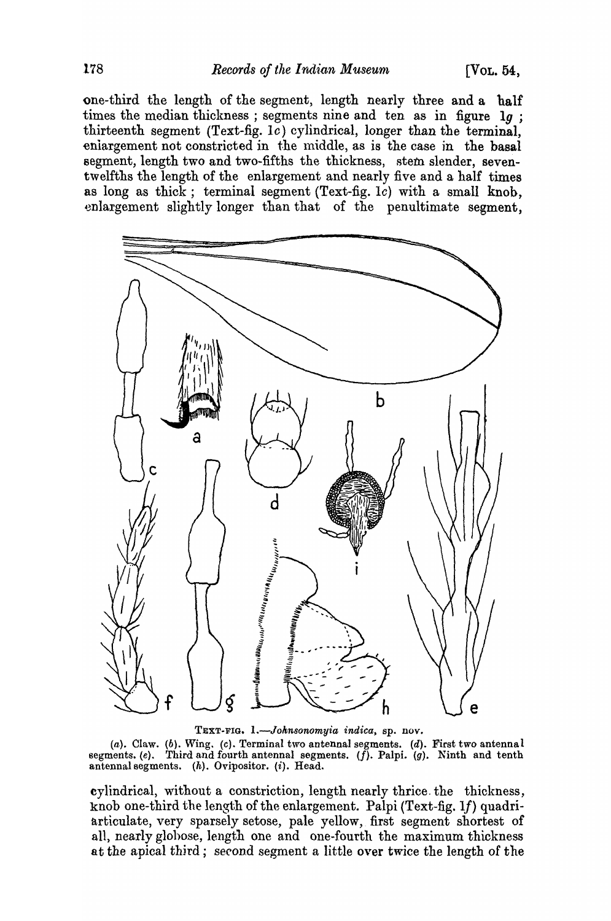one-third the length of the segment, length nearly three and a half times the median thickness ; segments nine and ten as in figure 1*g* ; thirteenth segment (Text-fig. 1*c*) cylindrical, longer than the terminal, enlargement not constricted in the middle, as is the case in the basal segment, length two and two-fifths the thickness, stem slender, seven-twelfths the length of the enlargement and nearly five and a half times as long as thick ; terminal segment (Text-fig. 1*c*) with a small knob, enlargement slightly longer than that of the penultimate segment,

TEXT-FIG. 1.—*Johnsonomyia indica*, sp. nov.

(*a*). Claw. (*b*). Wing. (*c*). Terminal two antennal segments. (*d*). First two antennal segments. (*e*). Third and fourth antennal segments. (*f*). Palpi. (*g*). Ninth and tenth antennal segments. (*h*). Ovipositor. (*i*). Head.

cylindrical, without a constriction, length nearly thrice the thickness, knob one-third the length of the enlargement. Palpi (Text-fig. 1*f*) quadri-articulate, very sparsely setose, pale yellow, first segment shortest of all, nearly globose, length one and one-fourth the maximum thickness at the apical third ; second segment a little over twice the length of the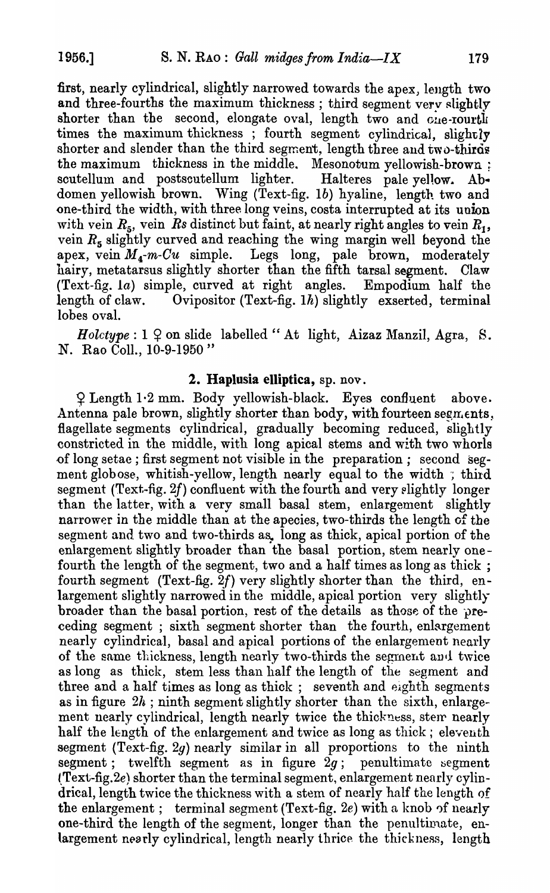first, nearly cylindrical, slightly narrowed towards the apex, length two and three-fourths the maximum thickness ; third segment very slightly shorter than the second, elongate oval, length two and one-fourth times the maximum thickness ; fourth segment cylindrical, slightly shorter and slender than the third segment, length three and two-thirds the maximum thickness in the middle. Mesonotum yellowish-brown ; scutellum and postscutellum lighter. Halteres pale yellow. Abdomen yellowish brown. Wing (Text-fig. 1*b*) hyaline, length two and one-third the width, with three long veins, costa interrupted at its union with vein $R_5$, vein *Rs* distinct but faint, at nearly right angles to vein $R_1$, vein $R_5$ slightly curved and reaching the wing margin well beyond the apex, vein $M_4$-*m*-*Cu* simple. Legs long, pale brown, moderately hairy, metatarsus slightly shorter than the fifth tarsal segment. Claw (Text-fig. 1*a*) simple, curved at right angles. Empodium half the length of claw. Ovipositor (Text-fig. 1*h*) slightly exserted, terminal lobes oval.

*Holotype* : 1 ♀ on slide labelled " At light, Aizaz Manzil, Agra, S. N. Rao Coll., 10-9-1950 "

## 2. Haplusia elliptica, sp. nov.

♀ Length 1·2 mm. Body yellowish-black. Eyes confluent above. Antenna pale brown, slightly shorter than body, with fourteen segments, flagellate segments cylindrical, gradually becoming reduced, slightly constricted in the middle, with long apical stems and with two whorls of long setae ; first segment not visible in the preparation ; second segment globose, whitish-yellow, length nearly equal to the width ; third segment (Text-fig. 2*f*) confluent with the fourth and very slightly longer than the latter, with a very small basal stem, enlargement slightly narrower in the middle than at the apecies, two-thirds the length of the segment and two and two-thirds as long as thick, apical portion of the enlargement slightly broader than the basal portion, stem nearly one-fourth the length of the segment, two and a half times as long as thick ; fourth segment (Text-fig. 2*f*) very slightly shorter than the third, enlargement slightly narrowed in the middle, apical portion very slightly broader than the basal portion, rest of the details as those of the preceding segment ; sixth segment shorter than the fourth, enlargement nearly cylindrical, basal and apical portions of the enlargement nearly of the same thickness, length nearly two-thirds the segment and twice as long as thick, stem less than half the length of the segment and three and a half times as long as thick ; seventh and eighth segments as in figure 2*h* ; ninth segment slightly shorter than the sixth, enlargement nearly cylindrical, length nearly twice the thickness, stem nearly half the length of the enlargement and twice as long as thick ; eleventh segment (Text-fig. 2*g*) nearly similar in all proportions to the ninth segment ; twelfth segment as in figure 2*g* ; penultimate segment (Text-fig. 2*e*) shorter than the terminal segment, enlargement nearly cylindrical, length twice the thickness with a stem of nearly half the length of the enlargement ; terminal segment (Text-fig. 2*e*) with a knob of nearly one-third the length of the segment, longer than the penultimate, enlargement nearly cylindrical, length nearly thrice the thickness, length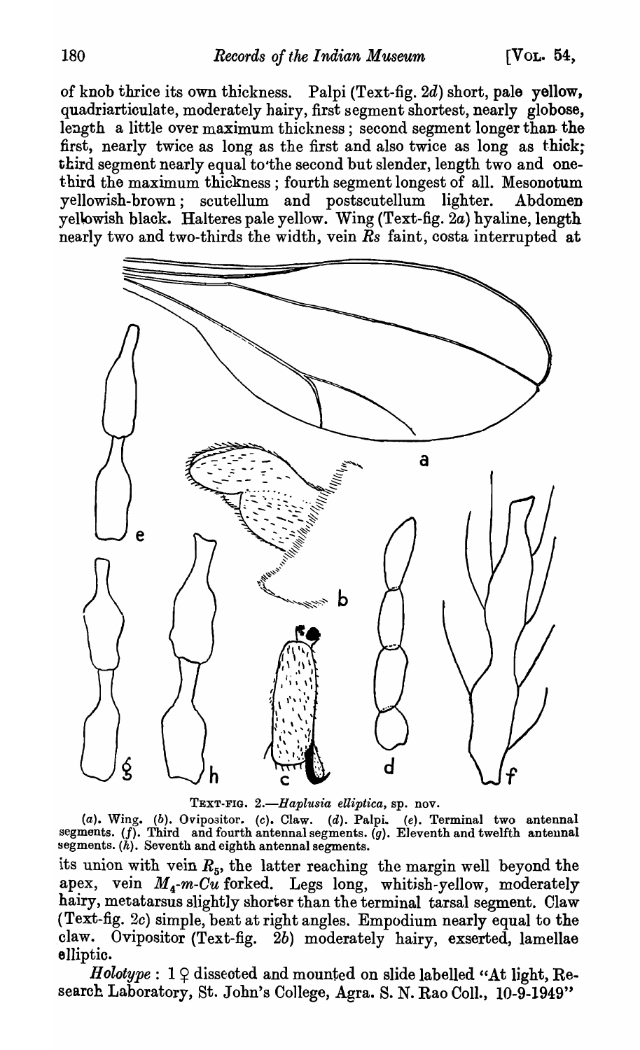of knob thrice its own thickness. Palpi (Text-fig. 2*d*) short, pale yellow, quadriarticulate, moderately hairy, first segment shortest, nearly globose, length a little over maximum thickness; second segment longer than the first, nearly twice as long as the first and also twice as long as thick; third segment nearly equal to the second but slender, length two and one-third the maximum thickness; fourth segment longest of all. Mesonotum yellowish-brown; scutellum and postscutellum lighter. Abdomen yellowish black. Halteres pale yellow. Wing (Text-fig. 2*a*) hyaline, length nearly two and two-thirds the width, vein *Rs* faint, costa interrupted at

TEXT-FIG. 2.—*Haplusia elliptica*, sp. nov.

(*a*). Wing. (*b*). Ovipositor. (*c*). Claw. (*d*). Palpi. (*e*). Terminal two antennal segments. (*f*). Third and fourth antennal segments. (*g*). Eleventh and twelfth antennal segments. (*h*). Seventh and eighth antennal segments.

its union with vein $R_5$, the latter reaching the margin well beyond the apex, vein $M_4$-*m*-*Cu* forked. Legs long, whitish-yellow, moderately hairy, metatarsus slightly shorter than the terminal tarsal segment. Claw (Text-fig. 2*c*) simple, bent at right angles. Empodium nearly equal to the claw. Ovipositor (Text-fig. 2*b*) moderately hairy, exserted, lamellae elliptic.

*Holotype* : 1 ♀ dissected and mounted on slide labelled "At light, Research Laboratory, St. John's College, Agra. S. N. Rao Coll., 10-9-1949"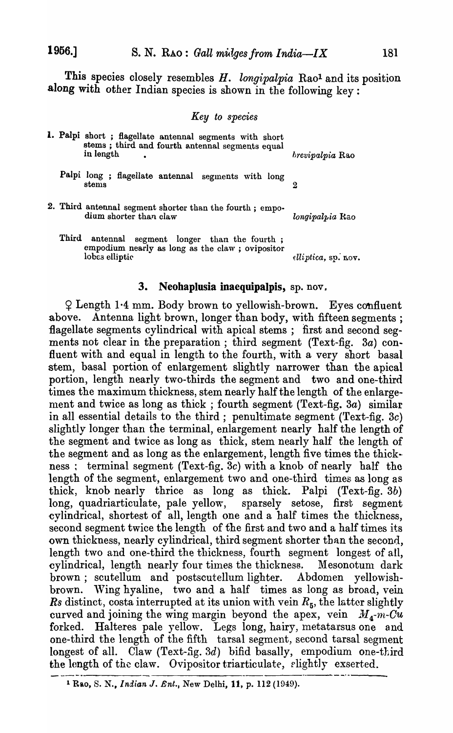This species closely resembles *H. longipalpia* Rao[1] and its position along with other Indian species is shown in the following key:

*Key to species*

| | |
|---|---|
| 1. Palpi short ; flagellate antennal segments with short stems ; third and fourth antennal segments equal in length | *brevipalpia* Rao |
| Palpi long ; flagellate antennal segments with long stems | 2 |
| 2. Third antennal segment shorter than the fourth ; empodium shorter than claw | *longipalpia* Rao |
| Third antennal segment longer than the fourth ; empodium nearly as long as the claw ; ovipositor lobes elliptic | *elliptica*, sp. nov. |

### 3. Neohaplusia inaequipalpis, sp. nov.

♀ Length 1·4 mm. Body brown to yellowish-brown. Eyes confluent above. Antenna light brown, longer than body, with fifteen segments ; flagellate segments cylindrical with apical stems ; first and second segments not clear in the preparation ; third segment (Text-fig. 3a) confluent with and equal in length to the fourth, with a very short basal stem, basal portion of enlargement slightly narrower than the apical portion, length nearly two-thirds the segment and two and one-third times the maximum thickness, stem nearly half the length of the enlargement and twice as long as thick ; fourth segment (Text-fig. 3a) similar in all essential details to the third ; penultimate segment (Text-fig. 3c) slightly longer than the terminal, enlargement nearly half the length of the segment and twice as long as thick, stem nearly half the length of the segment and as long as the enlargement, length five times the thickness ; terminal segment (Text-fig. 3c) with a knob of nearly half the length of the segment, enlargement two and one-third times as long as thick, knob nearly thrice as long as thick. Palpi (Text-fig. 3b) long, quadriarticulate, pale yellow, sparsely setose, first segment cylindrical, shortest of all, length one and a half times the thickness, second segment twice the length of the first and two and a half times its own thickness, nearly cylindrical, third segment shorter than the second, length two and one-third the thickness, fourth segment longest of all, cylindrical, length nearly four times the thickness. Mesonotum dark brown ; scutellum and postscutellum lighter. Abdomen yellowish-brown. Wing hyaline, two and a half times as long as broad, vein *Rs* distinct, costa interrupted at its union with vein $R_5$, the latter slightly curved and joining the wing margin beyond the apex, vein $M_4$-$m$-$Cu$ forked. Halteres pale yellow. Legs long, hairy, metatarsus one and one-third the length of the fifth tarsal segment, second tarsal segment longest of all. Claw (Text-fig. 3d) bifid basally, empodium one-third the length of the claw. Ovipositor triarticulate, slightly exserted.

---

[1] Rao, S. N., *Indian J. Ent.*, New Delhi, **11**, p. 112 (1949).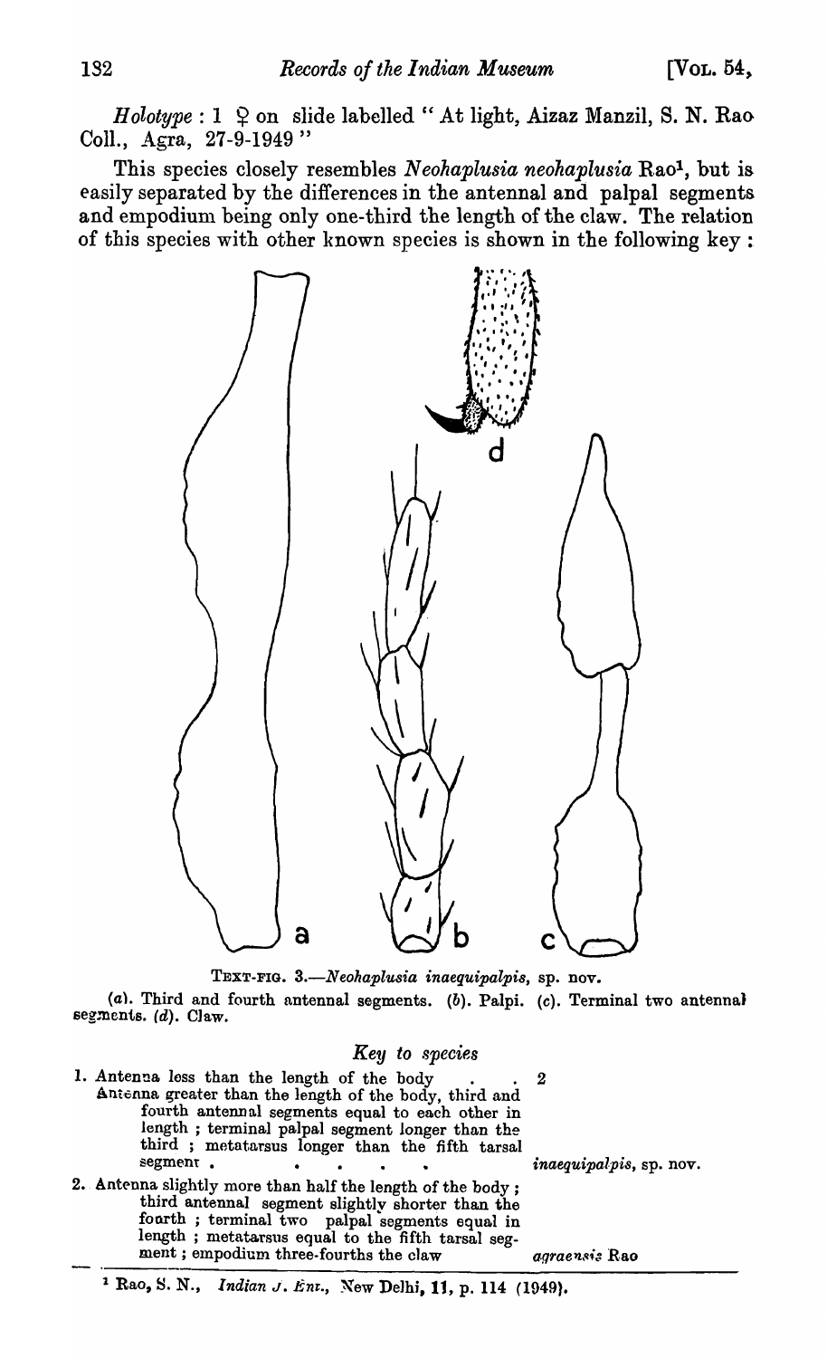*Holotype* : 1 ♀ on slide labelled " At light, Aizaz Manzil, S. N. Rao Coll., Agra, 27-9-1949 "

This species closely resembles *Neohaplusia neohaplusia* Rao[1], but is easily separated by the differences in the antennal and palpal segments and empodium being only one-third the length of the claw. The relation of this species with other known species is shown in the following key :

TEXT-FIG. 3.—*Neohaplusia inaequipalpis*, sp. nov.

(*a*). Third and fourth antennal segments. (*b*). Palpi. (*c*). Terminal two antennal segments. (*d*). Claw.

### *Key to species*

1. Antenna less than the length of the body . . . 2
   Antenna greater than the length of the body, third and fourth antennal segments equal to each other in length ; terminal palpal segment longer than the third ; metatarsus longer than the fifth tarsal segment . . . . . . *inaequipalpis*, sp. nov.
2. Antenna slightly more than half the length of the body ; third antennal segment slightly shorter than the fourth ; terminal two palpal segments equal in length ; metatarsus equal to the fifth tarsal segment ; empodium three-fourths the claw *agraensis* Rao

[1] Rao, S. N., *Indian J. Ent.*, New Delhi, **11**, p. 114 (1949).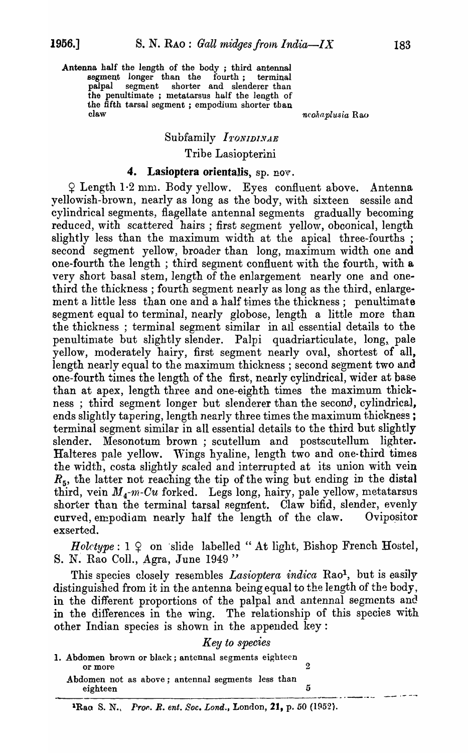Antenna half the length of the body ; third antennal segment longer than the fourth ; terminal palpal segment shorter and slenderer than the penultimate ; metatarsus half the length of the fifth tarsal segment ; empodium shorter than claw ... *neohaplusia* Rao

## Subfamily *Itonidinae*

### Tribe Lasiopterini

### 4. Lasioptera orientalis, sp. nov.

♀ Length 1·2 mm. Body yellow. Eyes confluent above. Antenna yellowish-brown, nearly as long as the body, with sixteen sessile and cylindrical segments, flagellate antennal segments gradually becoming reduced, with scattered hairs ; first segment yellow, obconical, length slightly less than the maximum width at the apical three-fourths ; second segment yellow, broader than long, maximum width one and one-fourth the length ; third segment confluent with the fourth, with a very short basal stem, length of the enlargement nearly one and one-third the thickness ; fourth segment nearly as long as the third, enlargement a little less than one and a half times the thickness ; penultimate segment equal to terminal, nearly globose, length a little more than the thickness ; terminal segment similar in all essential details to the penultimate but slightly slender. Palpi quadriarticulate, long, pale yellow, moderately hairy, first segment nearly oval, shortest of all, length nearly equal to the maximum thickness ; second segment two and one-fourth times the length of the first, nearly cylindrical, wider at base than at apex, length three and one-eighth times the maximum thickness ; third segment longer but slenderer than the second, cylindrical, ends slightly tapering, length nearly three times the maximum thickness ; terminal segment similar in all essential details to the third but slightly slender. Mesonotum brown ; scutellum and postscutellum lighter. Halteres pale yellow. Wings hyaline, length two and one-third times the width, costa slightly scaled and interrupted at its union with vein $R_5$, the latter not reaching the tip of the wing but ending in the distal third, vein $M_4$-$m$-$Cu$ forked. Legs long, hairy, pale yellow, metatarsus shorter than the terminal tarsal segment. Claw bifid, slender, evenly curved, empodium nearly half the length of the claw. Ovipositor exserted.

*Holotype* : 1 ♀ on slide labelled " At light, Bishop French Hostel, S. N. Rao Coll., Agra, June 1949 "

This species closely resembles *Lasioptera indica* Rao[1], but is easily distinguished from it in the antenna being equal to the length of the body, in the different proportions of the palpal and antennal segments and in the differences in the wing. The relationship of this species with other Indian species is shown in the appended key :

*Key to species*

1. Abdomen brown or black ; antennal segments eighteen or more ... 2
   Abdomen not as above ; antennal segments less than eighteen ... 5

[1]Rao S. N., *Proc. R. ent. Soc. Lond.*, London, **21**, p. 50 (1952).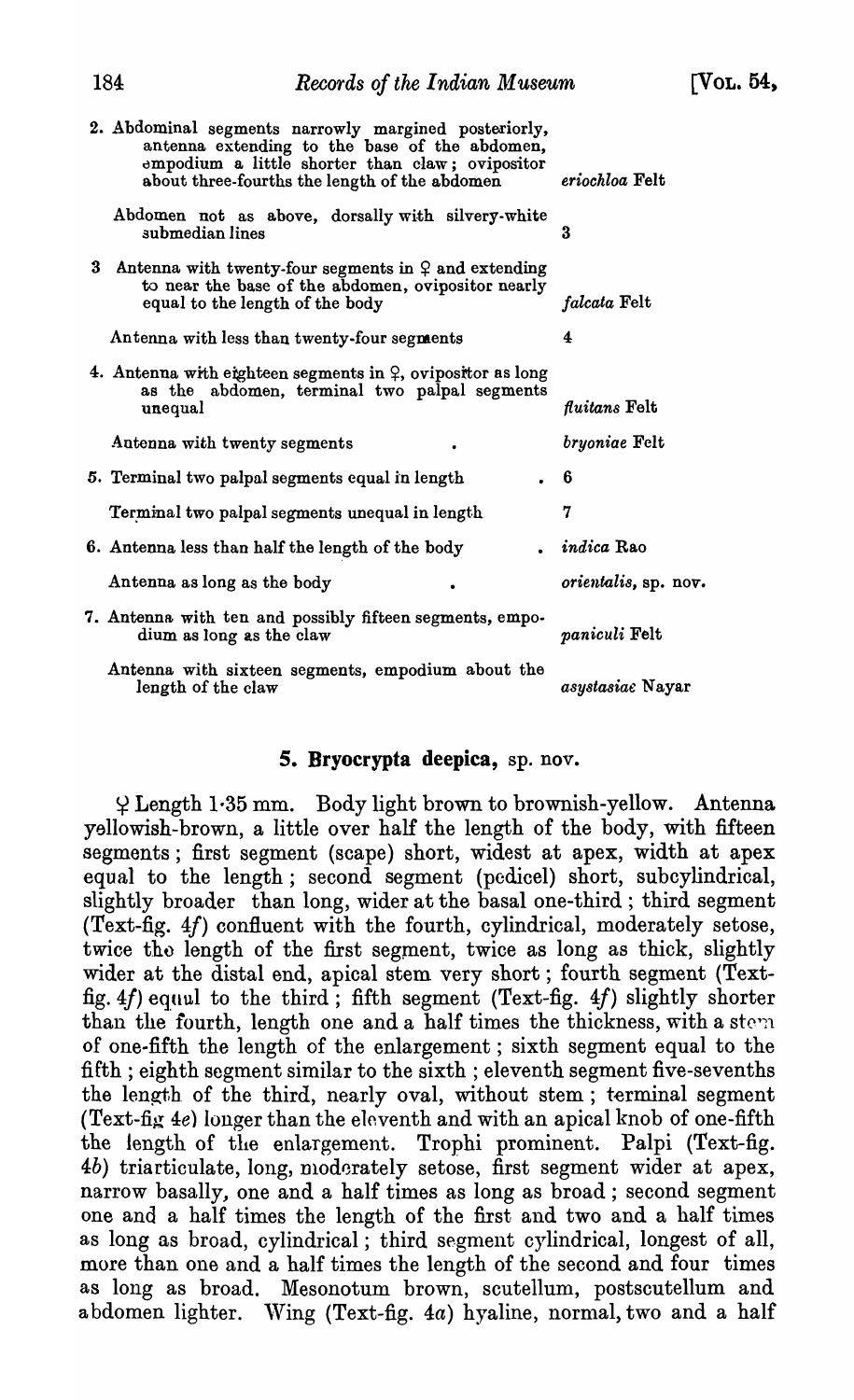| | |
|---|---|
| 2. Abdominal segments narrowly margined posteriorly, antenna extending to the base of the abdomen, empodium a little shorter than claw; ovipositor about three-fourths the length of the abdomen | *eriochloa* Felt |
| Abdomen not as above, dorsally with silvery-white submedian lines | 3 |
| 3. Antenna with twenty-four segments in ♀ and extending to near the base of the abdomen, ovipositor nearly equal to the length of the body | *falcata* Felt |
| Antenna with less than twenty-four segments | 4 |
| 4. Antenna with eighteen segments in ♀, ovipositor as long as the abdomen, terminal two palpal segments unequal | *fluitans* Felt |
| Antenna with twenty segments | *bryoniae* Felt |
| 5. Terminal two palpal segments equal in length | 6 |
| Terminal two palpal segments unequal in length | 7 |
| 6. Antenna less than half the length of the body | *indica* Rao |
| Antenna as long as the body | *orientalis*, sp. nov. |
| 7. Antenna with ten and possibly fifteen segments, empodium as long as the claw | *paniculi* Felt |
| Antenna with sixteen segments, empodium about the length of the claw | *asystasiae* Nayar |

## 5. Bryocrypta deepica, sp. nov.

♀ Length 1·35 mm. Body light brown to brownish-yellow. Antenna yellowish-brown, a little over half the length of the body, with fifteen segments; first segment (scape) short, widest at apex, width at apex equal to the length; second segment (pedicel) short, subcylindrical, slightly broader than long, wider at the basal one-third; third segment (Text-fig. 4*f*) confluent with the fourth, cylindrical, moderately setose, twice the length of the first segment, twice as long as thick, slightly wider at the distal end, apical stem very short; fourth segment (Text-fig. 4*f*) equal to the third; fifth segment (Text-fig. 4*f*) slightly shorter than the fourth, length one and a half times the thickness, with a stem of one-fifth the length of the enlargement; sixth segment equal to the fifth; eighth segment similar to the sixth; eleventh segment five-sevenths the length of the third, nearly oval, without stem; terminal segment (Text-fig 4*e*) longer than the eleventh and with an apical knob of one-fifth the length of the enlargement. Trophi prominent. Palpi (Text-fig. 4*b*) triarticulate, long, moderately setose, first segment wider at apex, narrow basally, one and a half times as long as broad; second segment one and a half times the length of the first and two and a half times as long as broad, cylindrical; third segment cylindrical, longest of all, more than one and a half times the length of the second and four times as long as broad. Mesonotum brown, scutellum, postscutellum and abdomen lighter. Wing (Text-fig. 4*a*) hyaline, normal, two and a half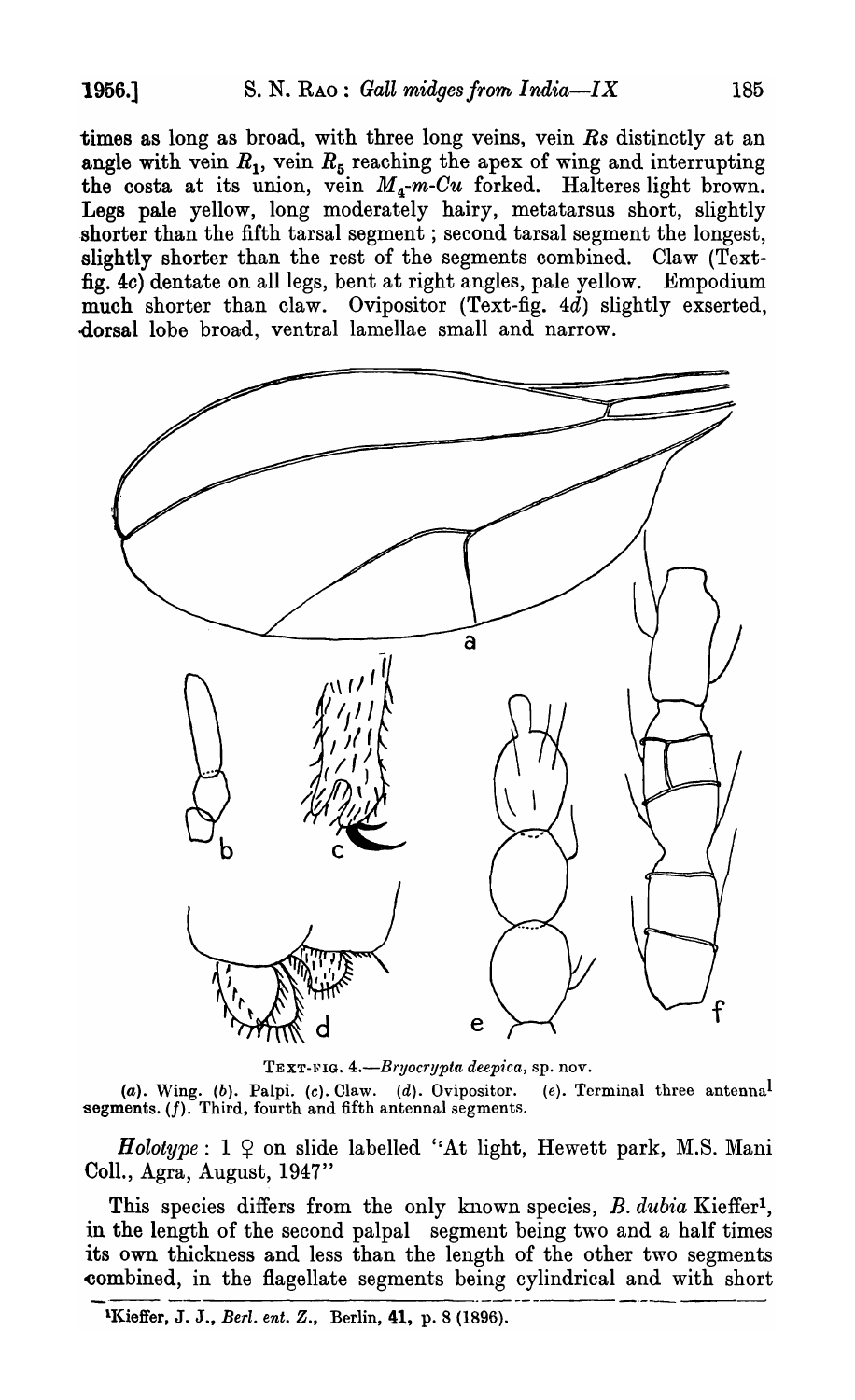times as long as broad, with three long veins, vein *Rs* distinctly at an angle with vein $R_1$, vein $R_5$ reaching the apex of wing and interrupting the costa at its union, vein $M_4$-*m*-*Cu* forked. Halteres light brown. Legs pale yellow, long moderately hairy, metatarsus short, slightly shorter than the fifth tarsal segment; second tarsal segment the longest, slightly shorter than the rest of the segments combined. Claw (Text-fig. 4*c*) dentate on all legs, bent at right angles, pale yellow. Empodium much shorter than claw. Ovipositor (Text-fig. 4*d*) slightly exserted, dorsal lobe broad, ventral lamellae small and narrow.

TEXT-FIG. 4.—*Bryocrypta deepica*, sp. nov.

(*a*). Wing. (*b*). Palpi. (*c*). Claw. (*d*). Ovipositor. (*e*). Terminal three antennal segments. (*f*). Third, fourth and fifth antennal segments.

*Holotype*: 1 ♀ on slide labelled "At light, Hewett park, M.S. Mani Coll., Agra, August, 1947"

This species differs from the only known species, *B. dubia* Kieffer[1], in the length of the second palpal segment being two and a half times its own thickness and less than the length of the other two segments combined, in the flagellate segments being cylindrical and with short

[1] Kieffer, J. J., *Berl. ent. Z.*, Berlin, **41**, p. 8 (1896).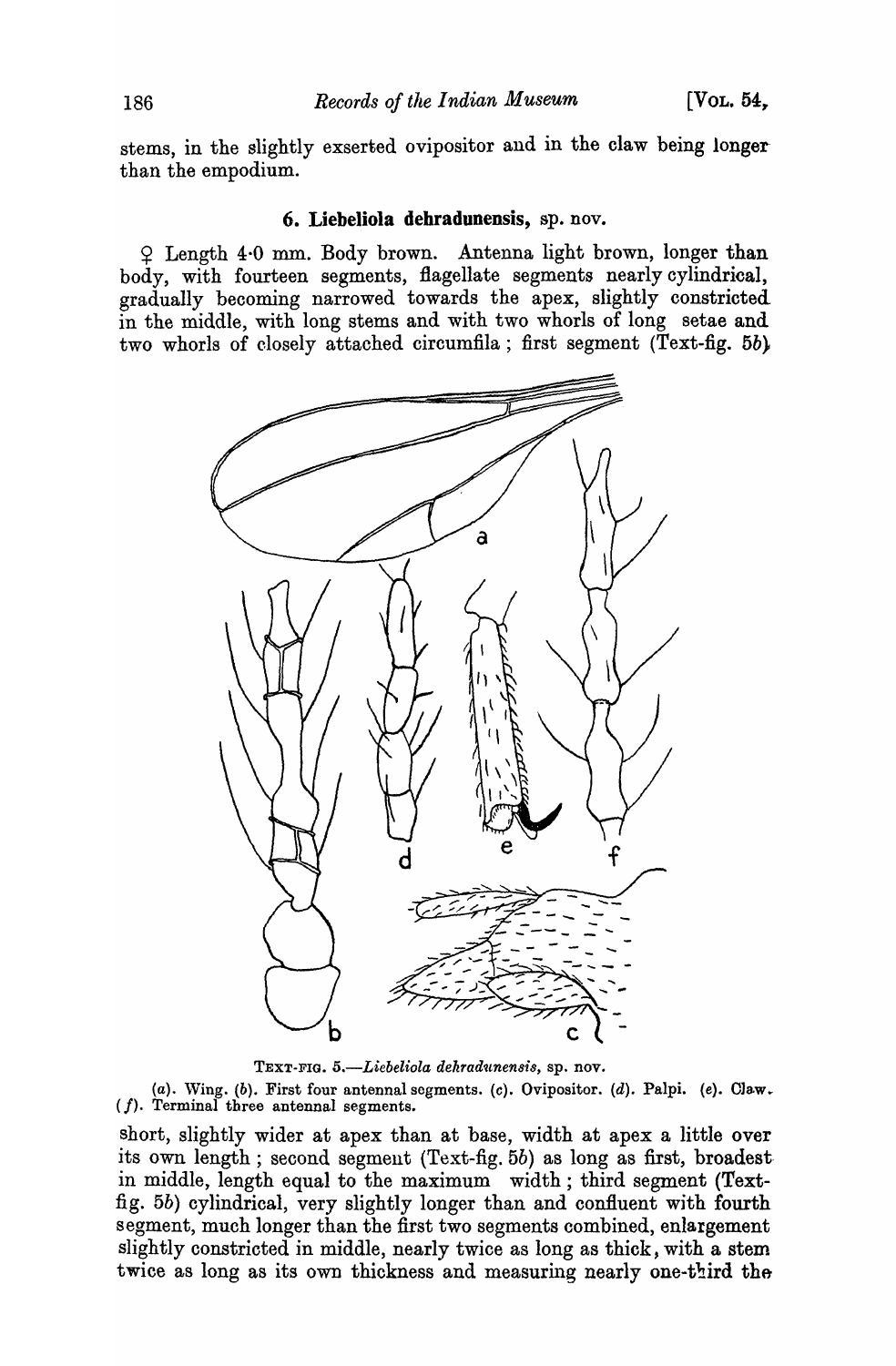stems, in the slightly exserted ovipositor and in the claw being longer than the empodium.

### 6. Liebeliola dehradunensis, sp. nov.

♀ Length 4·0 mm. Body brown. Antenna light brown, longer than body, with fourteen segments, flagellate segments nearly cylindrical, gradually becoming narrowed towards the apex, slightly constricted in the middle, with long stems and with two whorls of long setae and two whorls of closely attached circumfila; first segment (Text-fig. 5*b*)

TEXT-FIG. 5.—*Liebeliola dehradunensis*, sp. nov.

(*a*). Wing. (*b*). First four antennal segments. (*c*). Ovipositor. (*d*). Palpi. (*e*). Claw. (*f*). Terminal three antennal segments.

short, slightly wider at apex than at base, width at apex a little over its own length; second segment (Text-fig. 5*b*) as long as first, broadest in middle, length equal to the maximum width; third segment (Text-fig. 5*b*) cylindrical, very slightly longer than and confluent with fourth segment, much longer than the first two segments combined, enlargement slightly constricted in middle, nearly twice as long as thick, with a stem twice as long as its own thickness and measuring nearly one-third the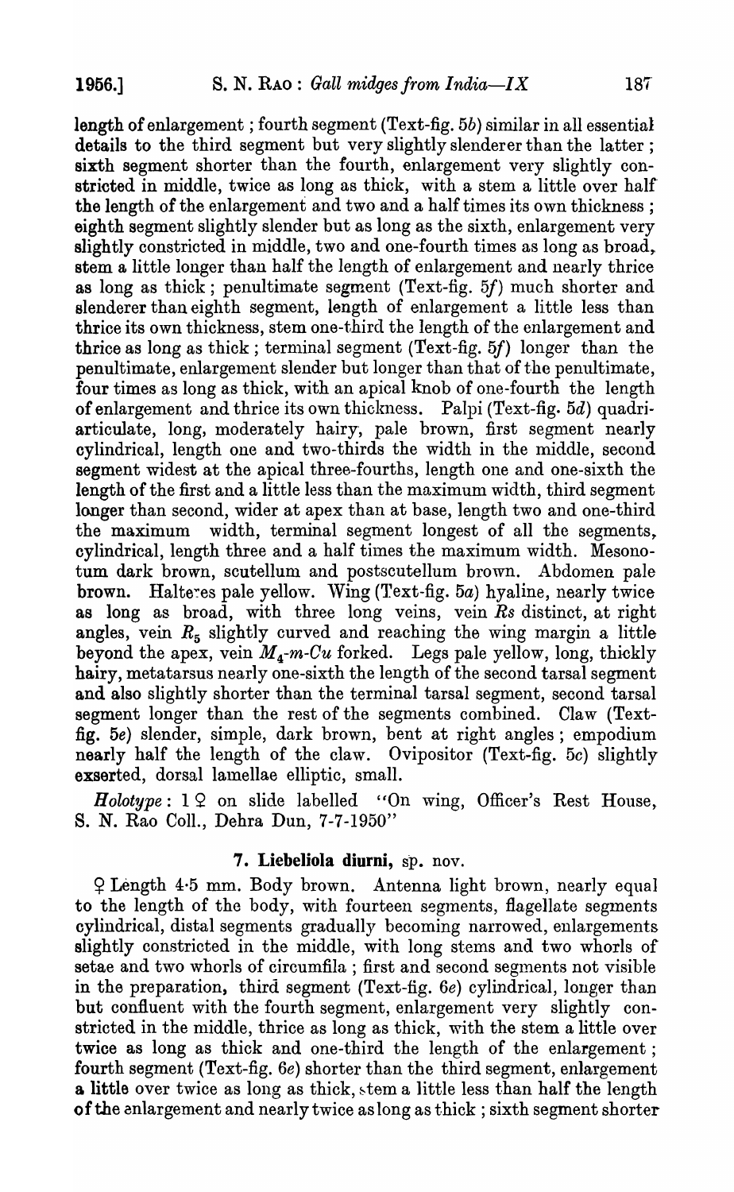length of enlargement ; fourth segment (Text-fig. 5*b*) similar in all essential details to the third segment but very slightly slenderer than the latter ; sixth segment shorter than the fourth, enlargement very slightly constricted in middle, twice as long as thick, with a stem a little over half the length of the enlargement and two and a half times its own thickness ; eighth segment slightly slender but as long as the sixth, enlargement very slightly constricted in middle, two and one-fourth times as long as broad, stem a little longer than half the length of enlargement and nearly thrice as long as thick ; penultimate segment (Text-fig. 5*f*) much shorter and slenderer than eighth segment, length of enlargement a little less than thrice its own thickness, stem one-third the length of the enlargement and thrice as long as thick ; terminal segment (Text-fig. 5*f*) longer than the penultimate, enlargement slender but longer than that of the penultimate, four times as long as thick, with an apical knob of one-fourth the length of enlargement and thrice its own thickness. Palpi (Text-fig. 5*d*) quadriarticulate, long, moderately hairy, pale brown, first segment nearly cylindrical, length one and two-thirds the width in the middle, second segment widest at the apical three-fourths, length one and one-sixth the length of the first and a little less than the maximum width, third segment longer than second, wider at apex than at base, length two and one-third the maximum width, terminal segment longest of all the segments, cylindrical, length three and a half times the maximum width. Mesonotum dark brown, scutellum and postscutellum brown. Abdomen pale brown. Halteres pale yellow. Wing (Text-fig. 5*a*) hyaline, nearly twice as long as broad, with three long veins, vein $Rs$ distinct, at right angles, vein $R_5$ slightly curved and reaching the wing margin a little beyond the apex, vein $M_4$-$m$-$Cu$ forked. Legs pale yellow, long, thickly hairy, metatarsus nearly one-sixth the length of the second tarsal segment and also slightly shorter than the terminal tarsal segment, second tarsal segment longer than the rest of the segments combined. Claw (Text-fig. 5*e*) slender, simple, dark brown, bent at right angles ; empodium nearly half the length of the claw. Ovipositor (Text-fig. 5*c*) slightly exserted, dorsal lamellae elliptic, small.

*Holotype* : 1 ♀ on slide labelled "On wing, Officer's Rest House, S. N. Rao Coll., Dehra Dun, 7-7-1950"

### 7. Liebeliola diurni, sp. nov.

♀ Length 4·5 mm. Body brown. Antenna light brown, nearly equal to the length of the body, with fourteen segments, flagellate segments cylindrical, distal segments gradually becoming narrowed, enlargements slightly constricted in the middle, with long stems and two whorls of setae and two whorls of circumfila ; first and second segments not visible in the preparation, third segment (Text-fig. 6*e*) cylindrical, longer than but confluent with the fourth segment, enlargement very slightly constricted in the middle, thrice as long as thick, with the stem a little over twice as long as thick and one-third the length of the enlargement ; fourth segment (Text-fig. 6*e*) shorter than the third segment, enlargement a little over twice as long as thick, stem a little less than half the length of the enlargement and nearly twice as long as thick ; sixth segment shorter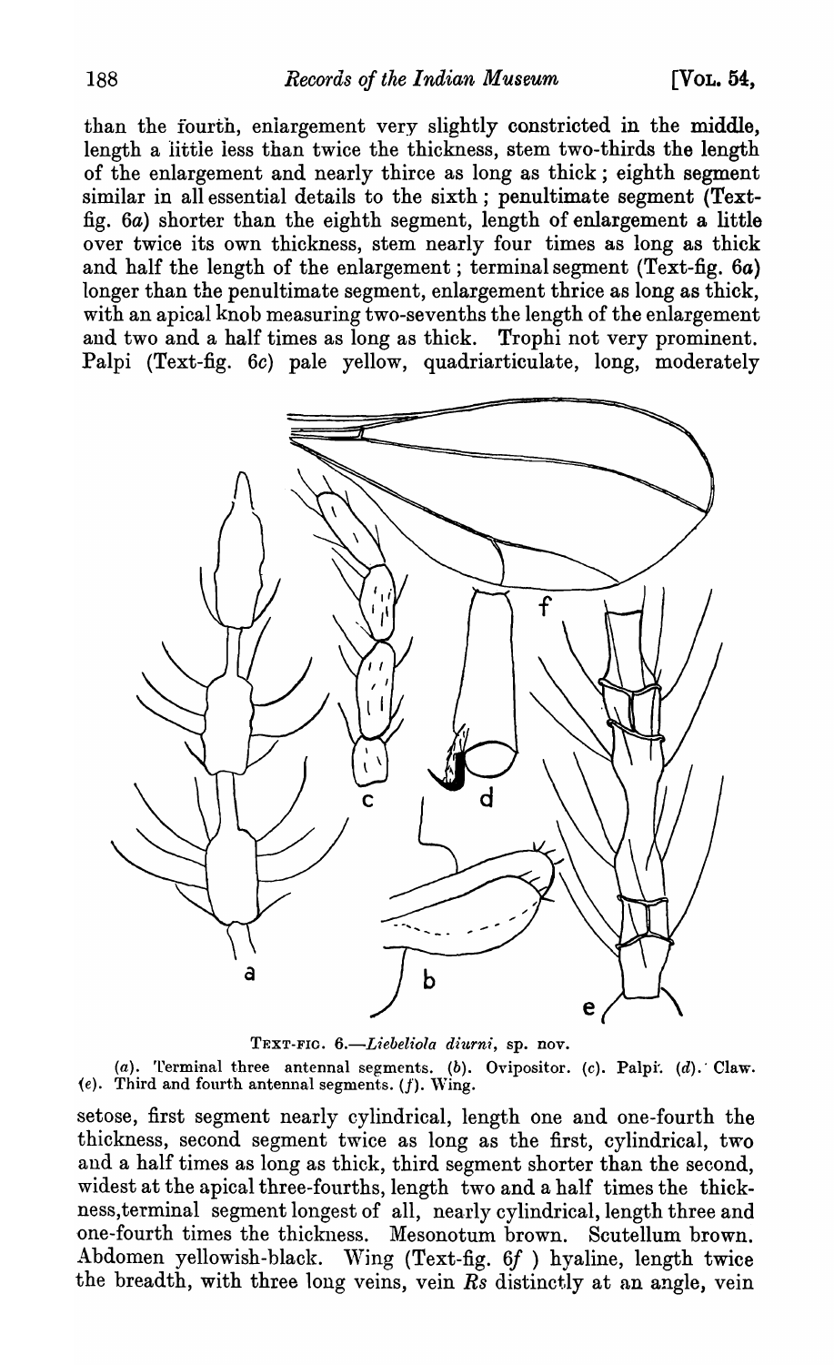than the fourth, enlargement very slightly constricted in the middle, length a little less than twice the thickness, stem two-thirds the length of the enlargement and nearly thirce as long as thick; eighth segment similar in all essential details to the sixth; penultimate segment (Text-fig. 6a) shorter than the eighth segment, length of enlargement a little over twice its own thickness, stem nearly four times as long as thick and half the length of the enlargement; terminal segment (Text-fig. 6a) longer than the penultimate segment, enlargement thrice as long as thick, with an apical knob measuring two-sevenths the length of the enlargement and two and a half times as long as thick. Trophi not very prominent. Palpi (Text-fig. 6c) pale yellow, quadriarticulate, long, moderately

TEXT-FIG. 6.—*Liebeliola diurni*, sp. nov.

(*a*). Terminal three antennal segments. (*b*). Ovipositor. (*c*). Palpi. (*d*). Claw. (*e*). Third and fourth antennal segments. (*f*). Wing.

setose, first segment nearly cylindrical, length one and one-fourth the thickness, second segment twice as long as the first, cylindrical, two and a half times as long as thick, third segment shorter than the second, widest at the apical three-fourths, length two and a half times the thickness, terminal segment longest of all, nearly cylindrical, length three and one-fourth times the thickness. Mesonotum brown. Scutellum brown. Abdomen yellowish-black. Wing (Text-fig. 6f) hyaline, length twice the breadth, with three long veins, vein *Rs* distinctly at an angle, vein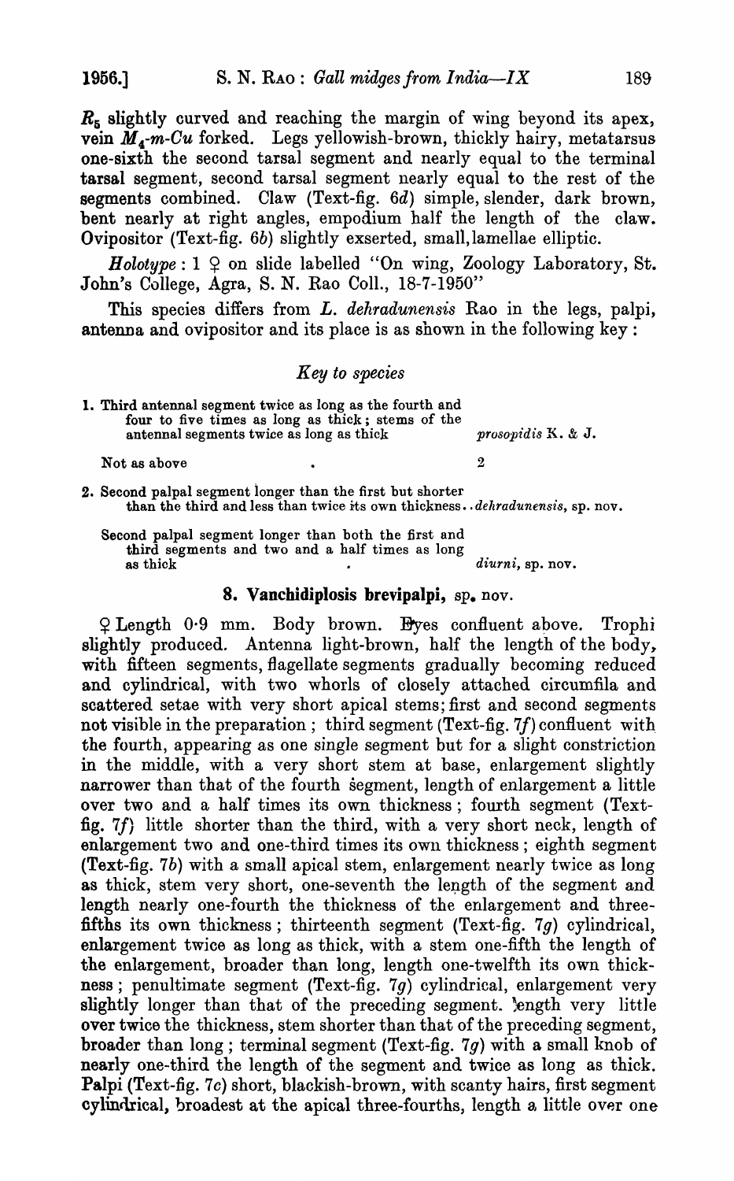$R_5$ slightly curved and reaching the margin of wing beyond its apex, vein $M_4$-$m$-$Cu$ forked. Legs yellowish-brown, thickly hairy, metatarsus one-sixth the second tarsal segment and nearly equal to the terminal tarsal segment, second tarsal segment nearly equal to the rest of the segments combined. Claw (Text-fig. 6*d*) simple, slender, dark brown, bent nearly at right angles, empodium half the length of the claw. Ovipositor (Text-fig. 6*b*) slightly exserted, small, lamellae elliptic.

*Holotype*: 1 ♀ on slide labelled "On wing, Zoology Laboratory, St. John's College, Agra, S. N. Rao Coll., 18-7-1950"

This species differs from *L. dehradunensis* Rao in the legs, palpi, antenna and ovipositor and its place is as shown in the following key:

### *Key to species*

1. Third antennal segment twice as long as the fourth and four to five times as long as thick; stems of the antennal segments twice as long as thick . . . *prosopidis* K. & J.

   Not as above . . . 2

2. Second palpal segment longer than the first but shorter than the third and less than twice its own thickness . . *dehradunensis*, sp. nov.

   Second palpal segment longer than both the first and third segments and two and a half times as long as thick . . . *diurni*, sp. nov.

## 8. Vanchidiplosis brevipalpi, sp. nov.

♀ Length 0·9 mm. Body brown. Eyes confluent above. Trophi slightly produced. Antenna light-brown, half the length of the body, with fifteen segments, flagellate segments gradually becoming reduced and cylindrical, with two whorls of closely attached circumfila and scattered setae with very short apical stems; first and second segments not visible in the preparation; third segment (Text-fig. 7*f*) confluent with the fourth, appearing as one single segment but for a slight constriction in the middle, with a very short stem at base, enlargement slightly narrower than that of the fourth segment, length of enlargement a little over two and a half times its own thickness; fourth segment (Text-fig. 7*f*) little shorter than the third, with a very short neck, length of enlargement two and one-third times its own thickness; eighth segment (Text-fig. 7*b*) with a small apical stem, enlargement nearly twice as long as thick, stem very short, one-seventh the length of the segment and length nearly one-fourth the thickness of the enlargement and three-fifths its own thickness; thirteenth segment (Text-fig. 7*g*) cylindrical, enlargement twice as long as thick, with a stem one-fifth the length of the enlargement, broader than long, length one-twelfth its own thickness; penultimate segment (Text-fig. 7*g*) cylindrical, enlargement very slightly longer than that of the preceding segment. length very little over twice the thickness, stem shorter than that of the preceding segment, broader than long; terminal segment (Text-fig. 7*g*) with a small knob of nearly one-third the length of the segment and twice as long as thick. Palpi (Text-fig. 7*c*) short, blackish-brown, with scanty hairs, first segment cylindrical, broadest at the apical three-fourths, length a little over one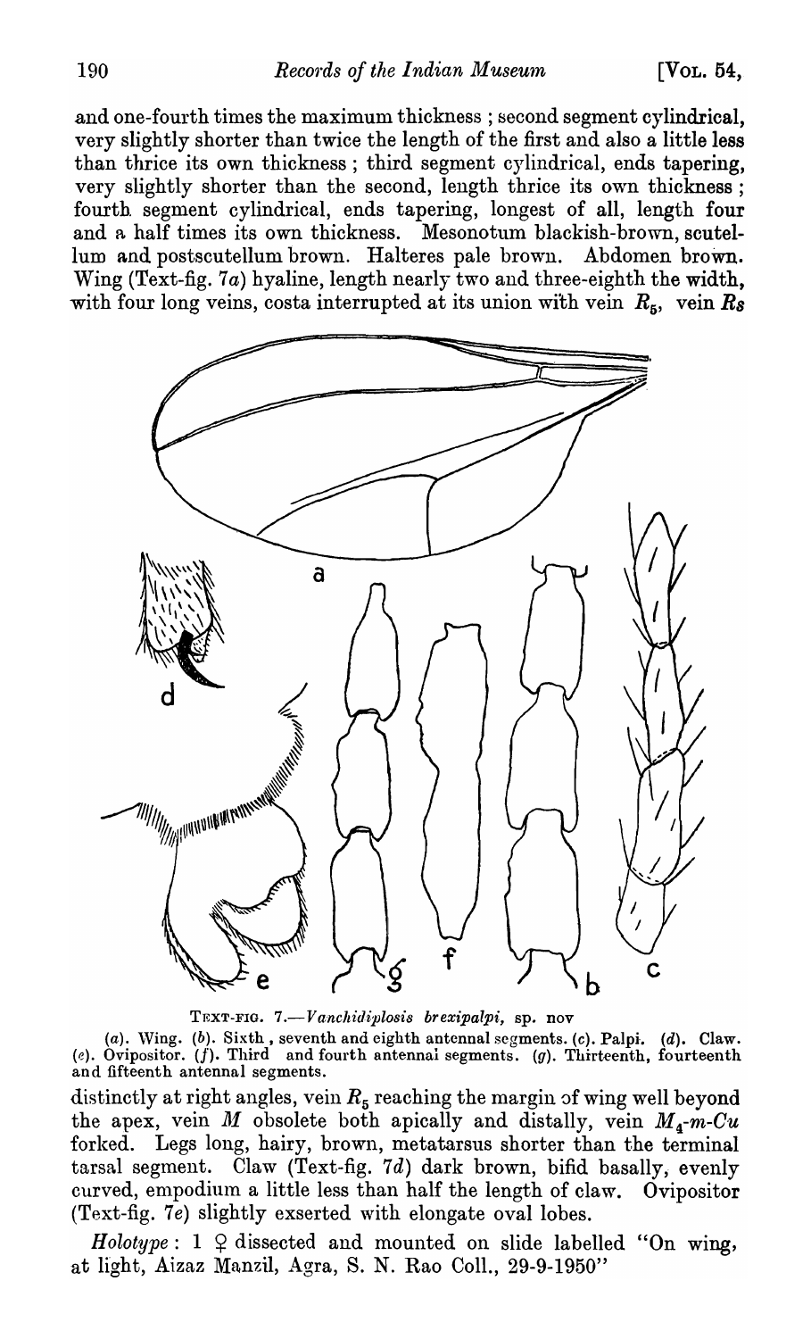and one-fourth times the maximum thickness ; second segment cylindrical, very slightly shorter than twice the length of the first and also a little less than thrice its own thickness ; third segment cylindrical, ends tapering, very slightly shorter than the second, length thrice its own thickness ; fourth segment cylindrical, ends tapering, longest of all, length four and a half times its own thickness. Mesonotum blackish-brown, scutellum and postscutellum brown. Halteres pale brown. Abdomen brown. Wing (Text-fig. 7*a*) hyaline, length nearly two and three-eighth the width, with four long veins, costa interrupted at its union with vein $R_5$, vein *Rs*

TEXT-FIG. 7.—*Vanchidiplosis brexipalpi*, sp. nov

(*a*). Wing. (*b*). Sixth, seventh and eighth antennal segments. (*c*). Palpi. (*d*). Claw. (*e*). Ovipositor. (*f*). Third and fourth antennal segments. (*g*). Thirteenth, fourteenth and fifteenth antennal segments.

distinctly at right angles, vein $R_5$ reaching the margin of wing well beyond the apex, vein *M* obsolete both apically and distally, vein $M_4$-*m*-*Cu* forked. Legs long, hairy, brown, metatarsus shorter than the terminal tarsal segment. Claw (Text-fig. 7*d*) dark brown, bifid basally, evenly curved, empodium a little less than half the length of claw. Ovipositor (Text-fig. 7*e*) slightly exserted with elongate oval lobes.

*Holotype* : 1 ♀ dissected and mounted on slide labelled "On wing, at light, Aizaz Manzil, Agra, S. N. Rao Coll., 29-9-1950"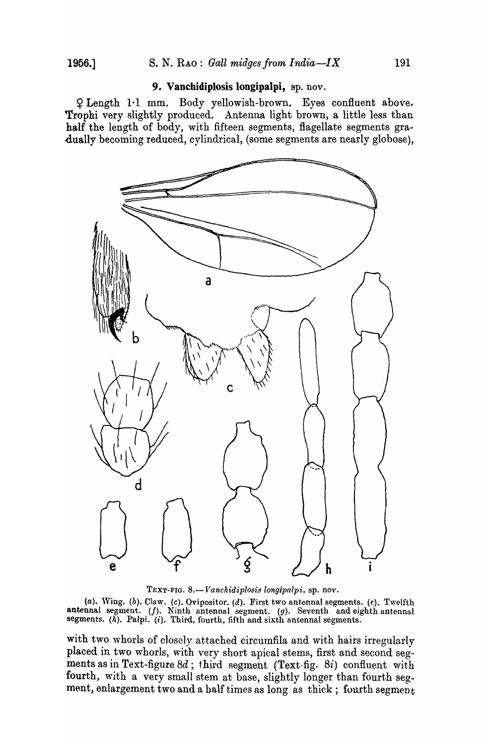### 9. **Vanchidiplosis longipalpi**, sp. nov.

♀ Length 1·1 mm. Body yellowish-brown. Eyes confluent above. Trophi very slightly produced. Antenna light brown, a little less than half the length of body, with fifteen segments, flagellate segments gradually becoming reduced, cylindrical, (some segments are nearly globose),

TEXT-FIG. 8.—*Vanchidiplosis longipalpi*, sp. nov.

(*a*). Wing. (*b*). Claw. (*c*). Ovipositor. (*d*). First two antennal segments. (*e*). Twelfth antennal segment. (*f*). Ninth antennal segment. (*g*). Seventh and eighth antennal segments. (*h*). Palpi. (*i*). Third, fourth, fifth and sixth antennal segments.

with two whorls of closely attached circumfila and with hairs irregularly placed in two whorls, with very short apical stems, first and second segments as in Text-figure 8*d*; third segment (Text-fig. 8*i*) confluent with fourth, with a very small stem at base, slightly longer than fourth segment, enlargement two and a half times as long as thick; fourth segment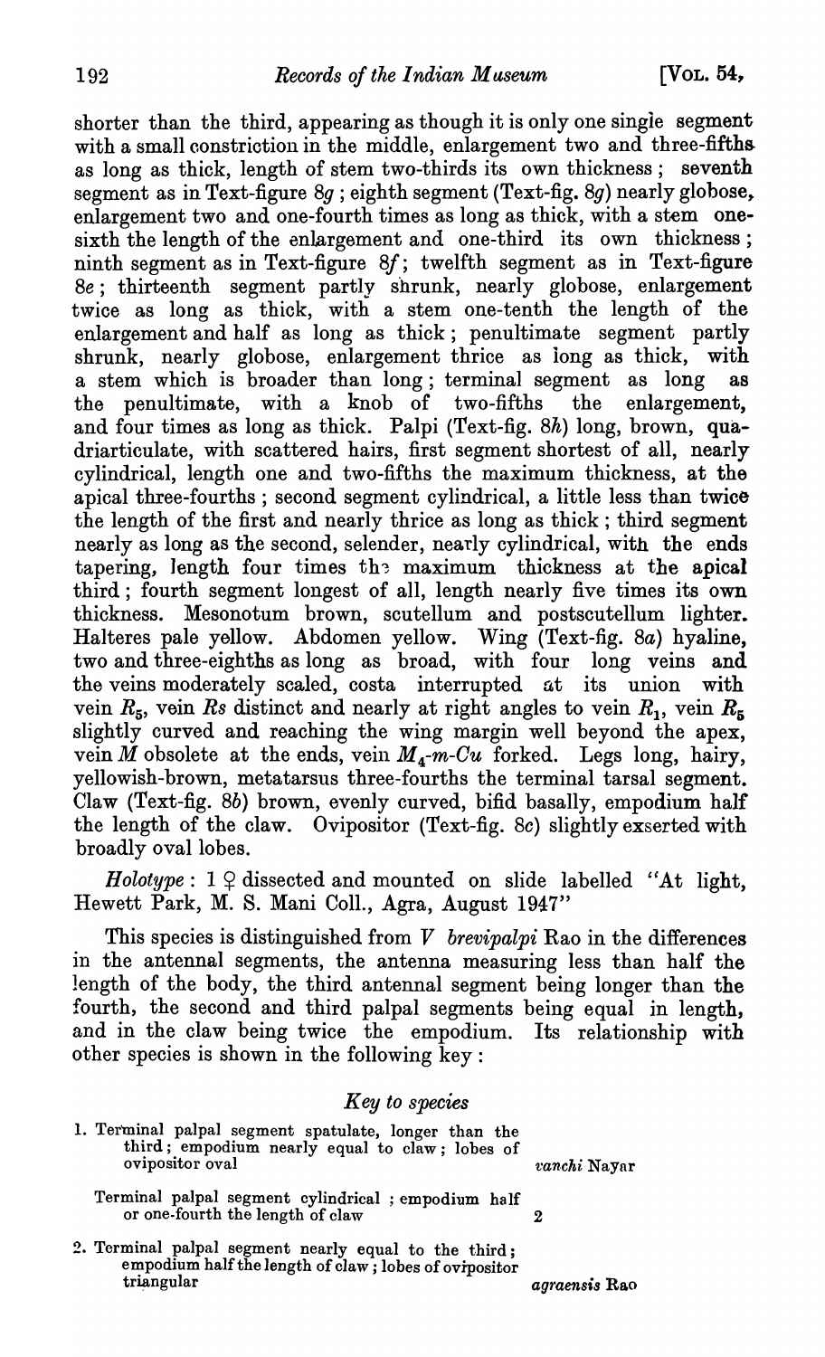shorter than the third, appearing as though it is only one single segment with a small constriction in the middle, enlargement two and three-fifths as long as thick, length of stem two-thirds its own thickness; seventh segment as in Text-figure 8*g*; eighth segment (Text-fig. 8*g*) nearly globose, enlargement two and one-fourth times as long as thick, with a stem one-sixth the length of the enlargement and one-third its own thickness; ninth segment as in Text-figure 8*f*; twelfth segment as in Text-figure 8*e*; thirteenth segment partly shrunk, nearly globose, enlargement twice as long as thick, with a stem one-tenth the length of the enlargement and half as long as thick; penultimate segment partly shrunk, nearly globose, enlargement thrice as long as thick, with a stem which is broader than long; terminal segment as long as the penultimate, with a knob of two-fifths the enlargement, and four times as long as thick. Palpi (Text-fig. 8*h*) long, brown, quadriarticulate, with scattered hairs, first segment shortest of all, nearly cylindrical, length one and two-fifths the maximum thickness, at the apical three-fourths; second segment cylindrical, a little less than twice the length of the first and nearly thrice as long as thick; third segment nearly as long as the second, selender, nearly cylindrical, with the ends tapering, length four times the maximum thickness at the apical third; fourth segment longest of all, length nearly five times its own thickness. Mesonotum brown, scutellum and postscutellum lighter. Halteres pale yellow. Abdomen yellow. Wing (Text-fig. 8*a*) hyaline, two and three-eighths as long as broad, with four long veins and the veins moderately scaled, costa interrupted at its union with vein $R_5$, vein $Rs$ distinct and nearly at right angles to vein $R_1$, vein $R_5$ slightly curved and reaching the wing margin well beyond the apex, vein $M$ obsolete at the ends, vein $M_4$-$m$-$Cu$ forked. Legs long, hairy, yellowish-brown, metatarsus three-fourths the terminal tarsal segment. Claw (Text-fig. 8*b*) brown, evenly curved, bifid basally, empodium half the length of the claw. Ovipositor (Text-fig. 8*c*) slightly exserted with broadly oval lobes.

*Holotype*: 1 ♀ dissected and mounted on slide labelled "At light, Hewett Park, M. S. Mani Coll., Agra, August 1947"

This species is distinguished from *V brevipalpi* Rao in the differences in the antennal segments, the antenna measuring less than half the length of the body, the third antennal segment being longer than the fourth, the second and third palpal segments being equal in length, and in the claw being twice the empodium. Its relationship with other species is shown in the following key:

### *Key to species*

| | |
|---|---|
| 1. Terminal palpal segment spatulate, longer than the third; empodium nearly equal to claw; lobes of ovipositor oval | *vanchi* Nayar |
| Terminal palpal segment cylindrical; empodium half or one-fourth the length of claw | 2 |
| 2. Terminal palpal segment nearly equal to the third; empodium half the length of claw; lobes of ovipositor triangular | *agraensis* Rao |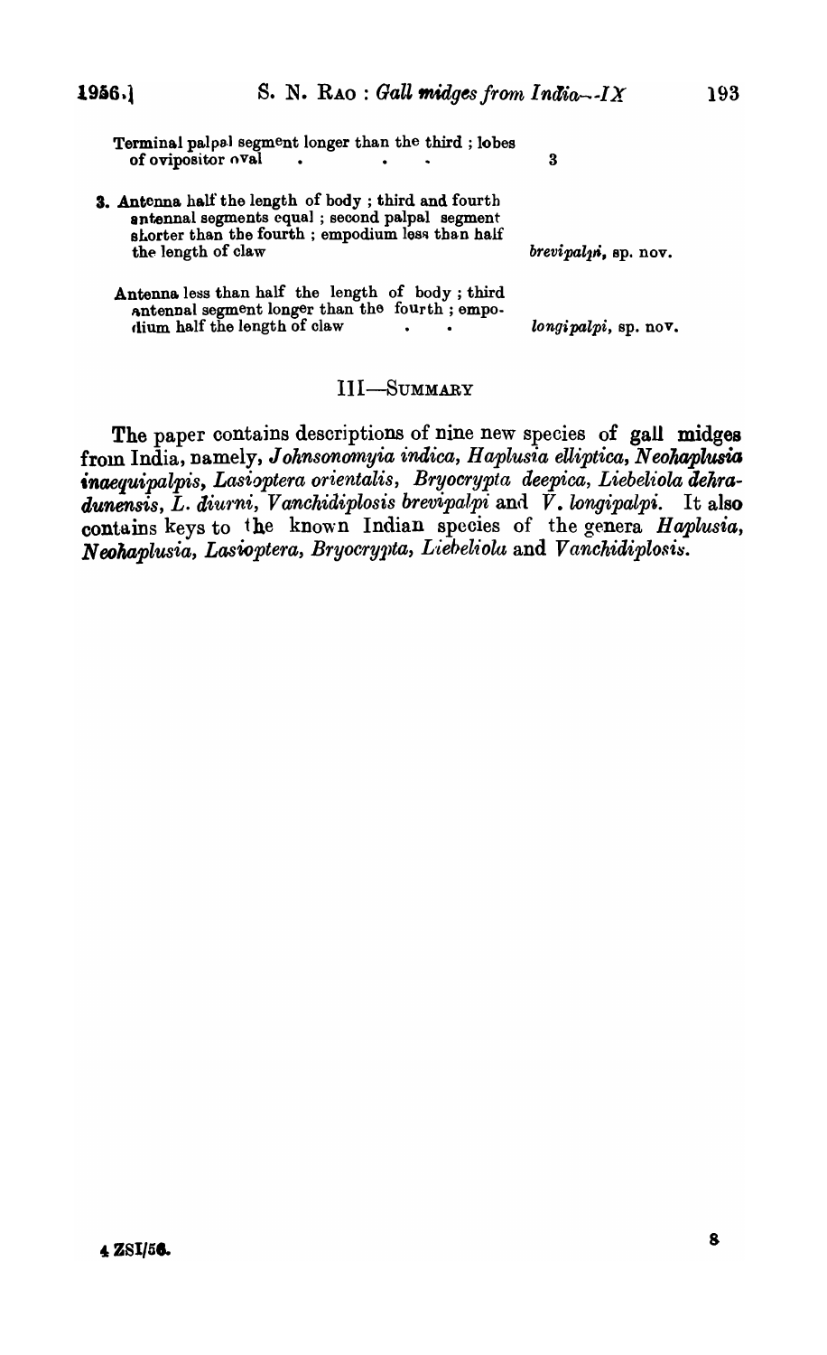Terminal palpal segment longer than the third ; lobes of ovipositor oval . . . 3

3. Antenna half the length of body ; third and fourth antennal segments equal ; second palpal segment shorter than the fourth ; empodium less than half the length of claw *brevipalpi*, sp. nov.

Antenna less than half the length of body ; third antennal segment longer than the fourth ; empodium half the length of claw . . *longipalpi*, sp. nov.

## III—SUMMARY

The paper contains descriptions of nine new species of gall midges from India, namely, *Johnsonomyia indica*, *Haplusia elliptica*, *Neohaplusia inaequipalpis*, *Lasioptera orientalis*, *Bryocrypta deepica*, *Liebeliola dehradunensis*, *L. diurni*, *Vanchidiplosis brevipalpi* and *V. longipalpi*. It also contains keys to the known Indian species of the genera *Haplusia*, *Neohaplusia*, *Lasioptera*, *Bryocrypta*, *Liebeliola* and *Vanchidiplosis*.